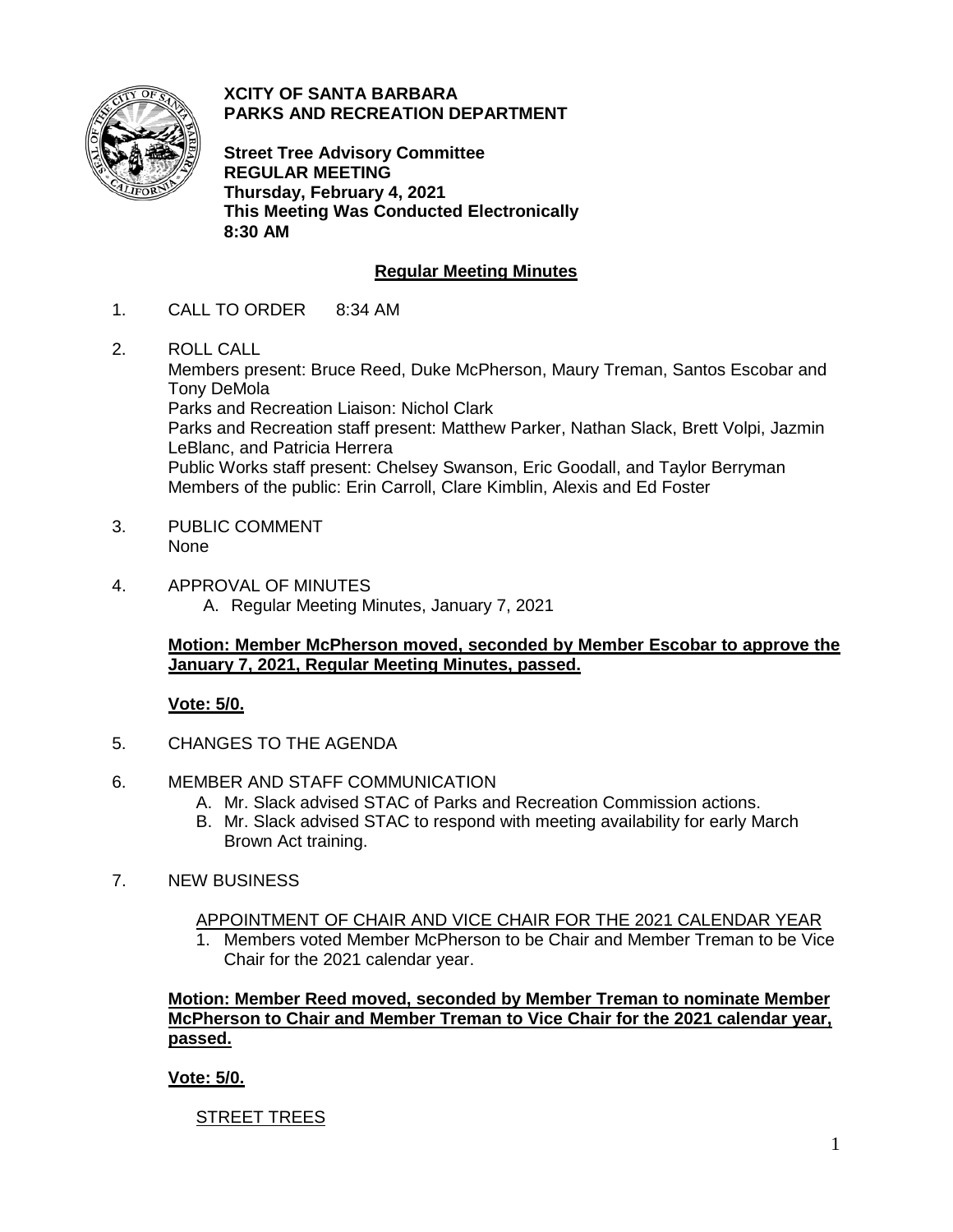**XCITY OF SANTA BARBARA**
**PARKS AND RECREATION DEPARTMENT**

**Street Tree Advisory Committee**
**REGULAR MEETING**
**Thursday, February 4, 2021**
**This Meeting Was Conducted Electronically**
**8:30 AM**

## Regular Meeting Minutes

1. CALL TO ORDER 8:34 AM

2. ROLL CALL
   Members present: Bruce Reed, Duke McPherson, Maury Treman, Santos Escobar and Tony DeMola
   Parks and Recreation Liaison: Nichol Clark
   Parks and Recreation staff present: Matthew Parker, Nathan Slack, Brett Volpi, Jazmin LeBlanc, and Patricia Herrera
   Public Works staff present: Chelsey Swanson, Eric Goodall, and Taylor Berryman
   Members of the public: Erin Carroll, Clare Kimblin, Alexis and Ed Foster

3. PUBLIC COMMENT
   None

4. APPROVAL OF MINUTES
   A. Regular Meeting Minutes, January 7, 2021

   **Motion: Member McPherson moved, seconded by Member Escobar to approve the January 7, 2021, Regular Meeting Minutes, passed.**

   **Vote: 5/0.**

5. CHANGES TO THE AGENDA

6. MEMBER AND STAFF COMMUNICATION
   A. Mr. Slack advised STAC of Parks and Recreation Commission actions.
   B. Mr. Slack advised STAC to respond with meeting availability for early March Brown Act training.

7. NEW BUSINESS

   APPOINTMENT OF CHAIR AND VICE CHAIR FOR THE 2021 CALENDAR YEAR
   1. Members voted Member McPherson to be Chair and Member Treman to be Vice Chair for the 2021 calendar year.

   **Motion: Member Reed moved, seconded by Member Treman to nominate Member McPherson to Chair and Member Treman to Vice Chair for the 2021 calendar year, passed.**

   **Vote: 5/0.**

   STREET TREES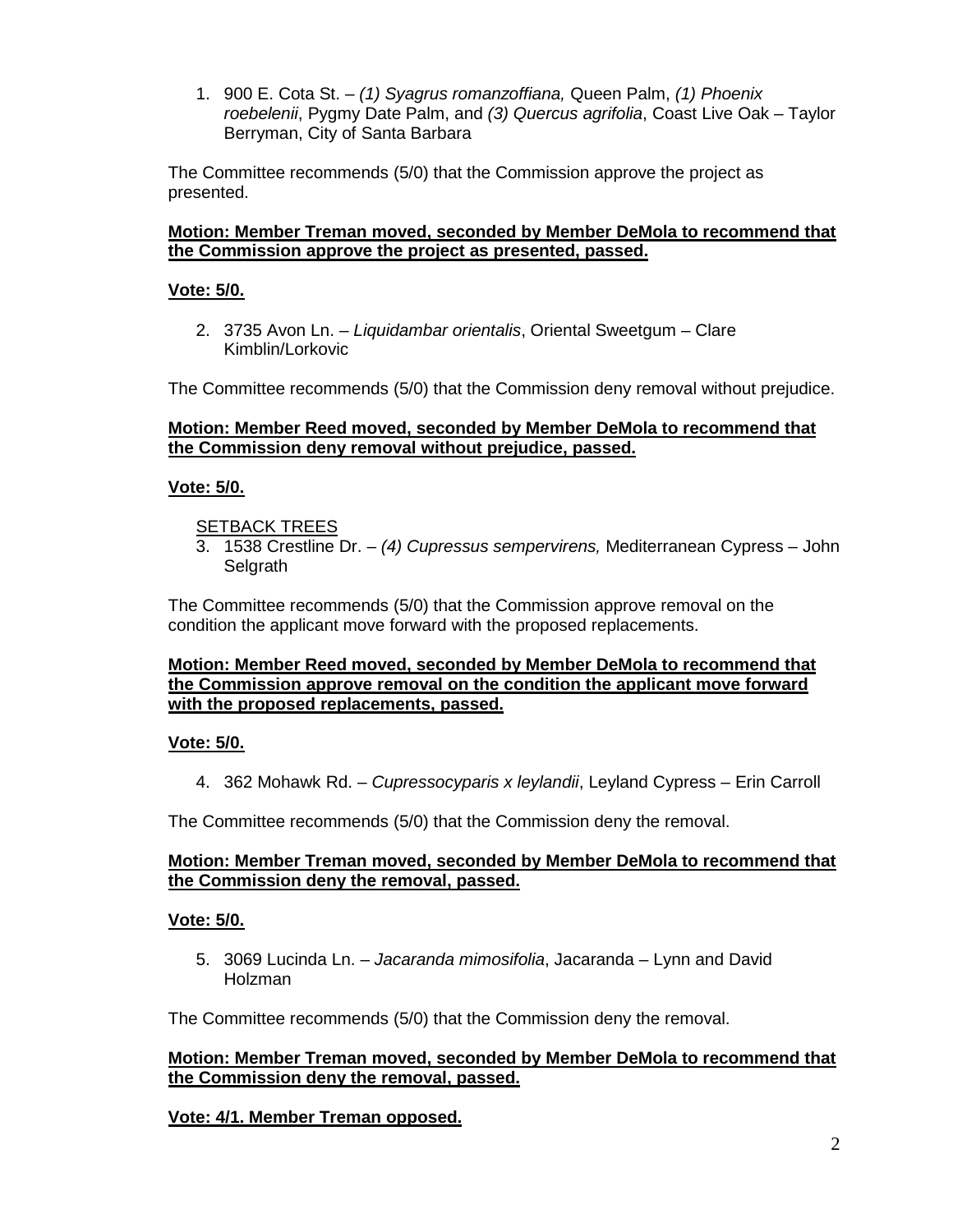1. 900 E. Cota St. – *(1) Syagrus romanzoffiana,* Queen Palm, *(1) Phoenix roebelenii*, Pygmy Date Palm, and *(3) Quercus agrifolia*, Coast Live Oak – Taylor Berryman, City of Santa Barbara

The Committee recommends (5/0) that the Commission approve the project as presented.

**Motion: Member Treman moved, seconded by Member DeMola to recommend that the Commission approve the project as presented, passed.**

**Vote: 5/0.**

2. 3735 Avon Ln. – *Liquidambar orientalis*, Oriental Sweetgum – Clare Kimblin/Lorkovic

The Committee recommends (5/0) that the Commission deny removal without prejudice.

**Motion: Member Reed moved, seconded by Member DeMola to recommend that the Commission deny removal without prejudice, passed.**

**Vote: 5/0.**

SETBACK TREES

3. 1538 Crestline Dr. – *(4) Cupressus sempervirens,* Mediterranean Cypress – John Selgrath

The Committee recommends (5/0) that the Commission approve removal on the condition the applicant move forward with the proposed replacements.

**Motion: Member Reed moved, seconded by Member DeMola to recommend that the Commission approve removal on the condition the applicant move forward with the proposed replacements, passed.**

**Vote: 5/0.**

4. 362 Mohawk Rd. – *Cupressocyparis x leylandii*, Leyland Cypress – Erin Carroll

The Committee recommends (5/0) that the Commission deny the removal.

**Motion: Member Treman moved, seconded by Member DeMola to recommend that the Commission deny the removal, passed.**

**Vote: 5/0.**

5. 3069 Lucinda Ln. – *Jacaranda mimosifolia*, Jacaranda – Lynn and David Holzman

The Committee recommends (5/0) that the Commission deny the removal.

**Motion: Member Treman moved, seconded by Member DeMola to recommend that the Commission deny the removal, passed.**

**Vote: 4/1. Member Treman opposed.**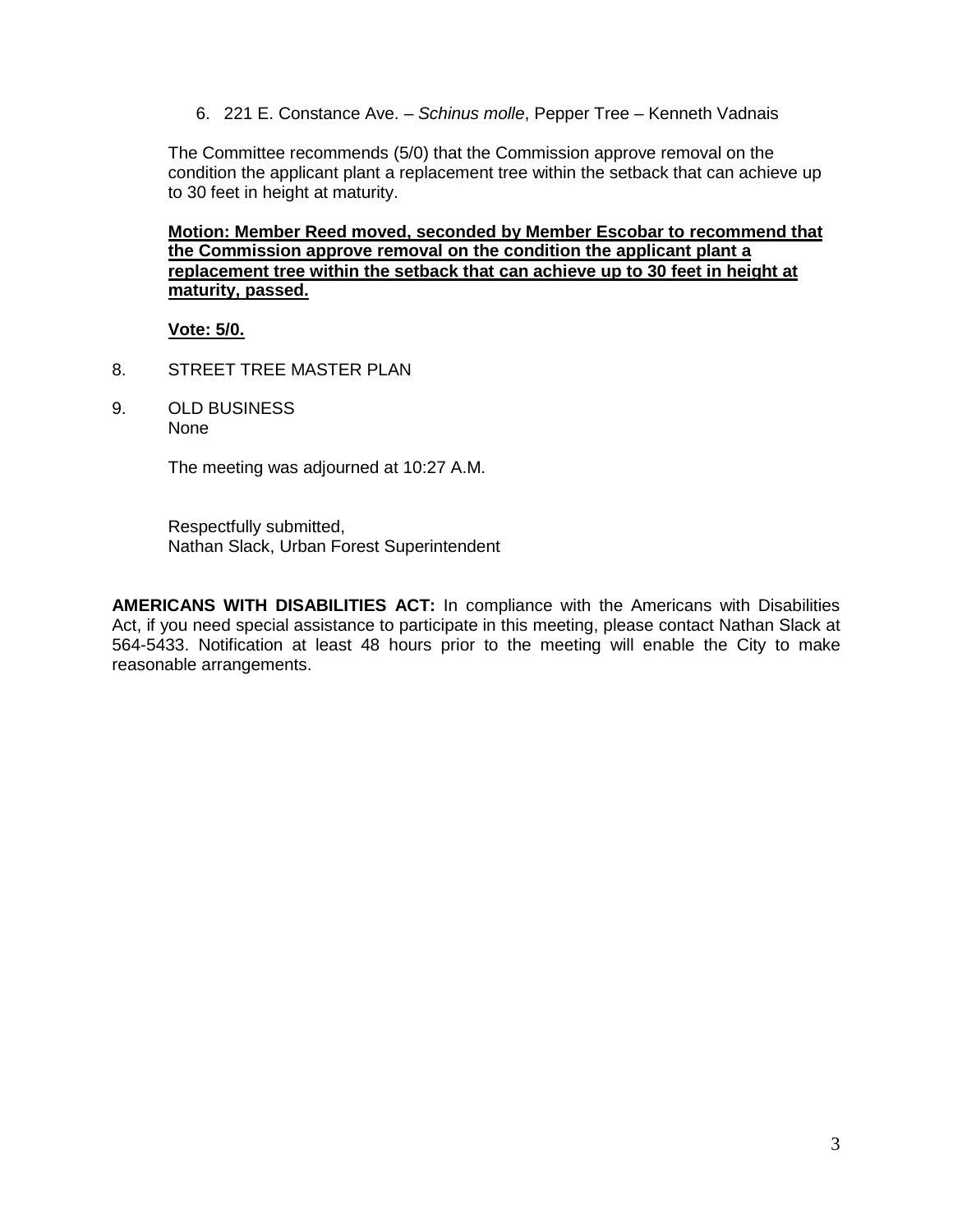6. 221 E. Constance Ave. – *Schinus molle*, Pepper Tree – Kenneth Vadnais

The Committee recommends (5/0) that the Commission approve removal on the condition the applicant plant a replacement tree within the setback that can achieve up to 30 feet in height at maturity.

**Motion: Member Reed moved, seconded by Member Escobar to recommend that the Commission approve removal on the condition the applicant plant a replacement tree within the setback that can achieve up to 30 feet in height at maturity, passed.**

**Vote: 5/0.**

8. STREET TREE MASTER PLAN

9. OLD BUSINESS
   None

The meeting was adjourned at 10:27 A.M.

Respectfully submitted,
Nathan Slack, Urban Forest Superintendent

**AMERICANS WITH DISABILITIES ACT:** In compliance with the Americans with Disabilities Act, if you need special assistance to participate in this meeting, please contact Nathan Slack at 564-5433. Notification at least 48 hours prior to the meeting will enable the City to make reasonable arrangements.